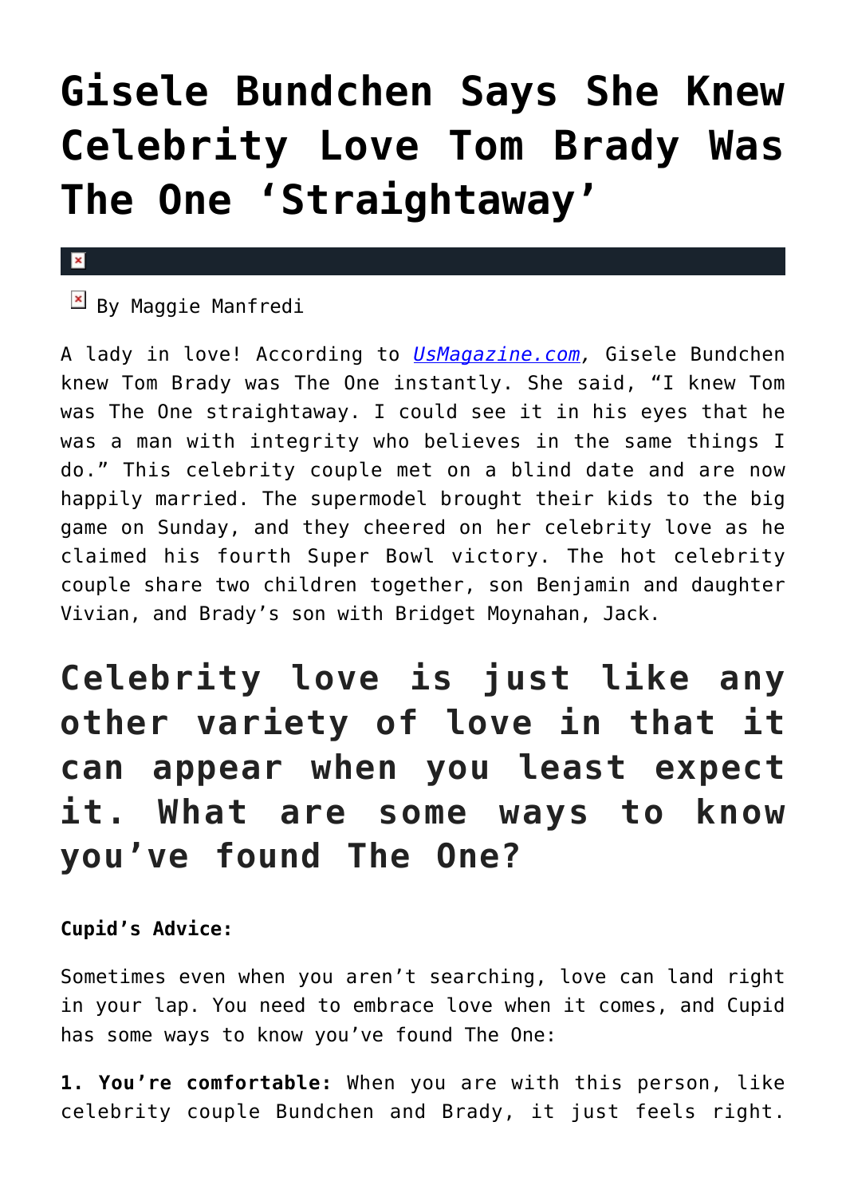# Gisele Bundchen Says She Knew Celebrity Love Tom Brady Was The One 'Straightaway'

By Maggie Manfredi

A lady in love! According to *UsMagazine.com*, Gisele Bundchen knew Tom Brady was The One instantly. She said, "I knew Tom was The One straightaway. I could see it in his eyes that he was a man with integrity who believes in the same things I do." This celebrity couple met on a blind date and are now happily married. The supermodel brought their kids to the big game on Sunday, and they cheered on her celebrity love as he claimed his fourth Super Bowl victory. The hot celebrity couple share two children together, son Benjamin and daughter Vivian, and Brady's son with Bridget Moynahan, Jack.

## Celebrity love is just like any other variety of love in that it can appear when you least expect it. What are some ways to know you've found The One?

**Cupid's Advice:**

Sometimes even when you aren't searching, love can land right in your lap. You need to embrace love when it comes, and Cupid has some ways to know you've found The One:

**1. You're comfortable:** When you are with this person, like celebrity couple Bundchen and Brady, it just feels right.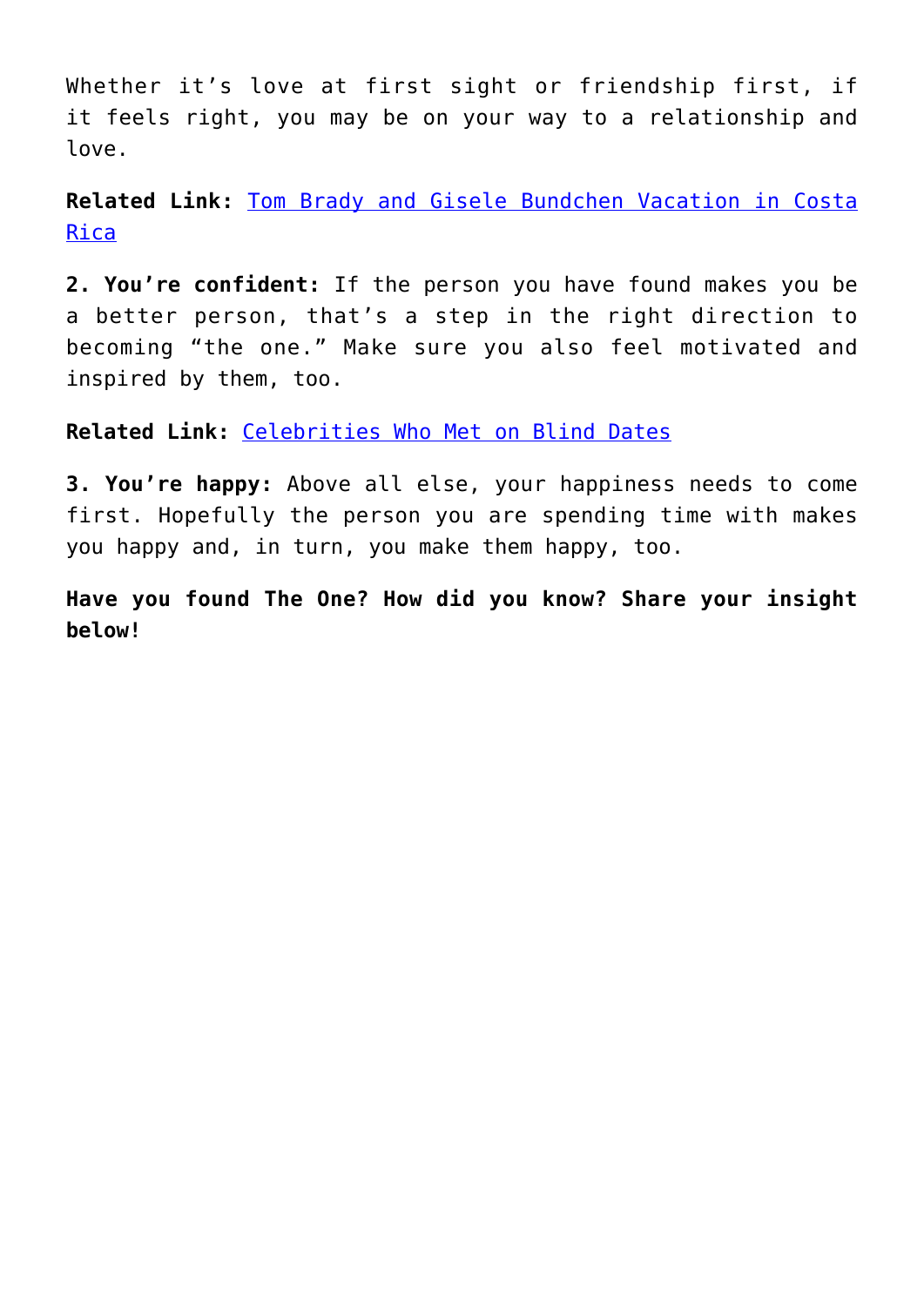Whether it's love at first sight or friendship first, if it feels right, you may be on your way to a relationship and love.

**Related Link:** [Tom Brady and Gisele Bundchen Vacation in Costa Rica]()

**2. You're confident:** If the person you have found makes you be a better person, that's a step in the right direction to becoming "the one." Make sure you also feel motivated and inspired by them, too.

**Related Link:** [Celebrities Who Met on Blind Dates]()

**3. You're happy:** Above all else, your happiness needs to come first. Hopefully the person you are spending time with makes you happy and, in turn, you make them happy, too.

**Have you found The One? How did you know? Share your insight below!**